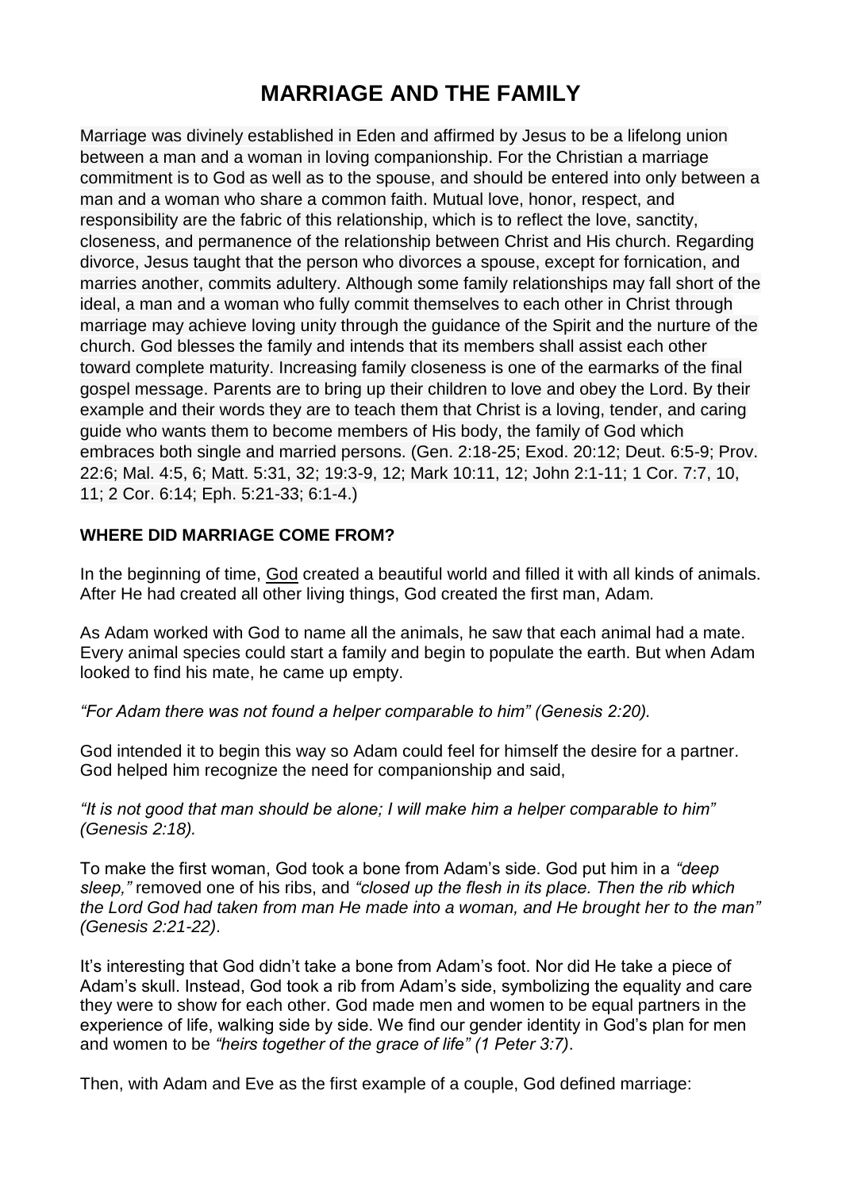# MARRIAGE AND THE FAMILY

Marriage was divinely established in Eden and affirmed by Jesus to be a lifelong union between a man and a woman in loving companionship. For the Christian a marriage commitment is to God as well as to the spouse, and should be entered into only between a man and a woman who share a common faith. Mutual love, honor, respect, and responsibility are the fabric of this relationship, which is to reflect the love, sanctity, closeness, and permanence of the relationship between Christ and His church. Regarding divorce, Jesus taught that the person who divorces a spouse, except for fornication, and marries another, commits adultery. Although some family relationships may fall short of the ideal, a man and a woman who fully commit themselves to each other in Christ through marriage may achieve loving unity through the guidance of the Spirit and the nurture of the church. God blesses the family and intends that its members shall assist each other toward complete maturity. Increasing family closeness is one of the earmarks of the final gospel message. Parents are to bring up their children to love and obey the Lord. By their example and their words they are to teach them that Christ is a loving, tender, and caring guide who wants them to become members of His body, the family of God which embraces both single and married persons. (Gen. 2:18-25; Exod. 20:12; Deut. 6:5-9; Prov. 22:6; Mal. 4:5, 6; Matt. 5:31, 32; 19:3-9, 12; Mark 10:11, 12; John 2:1-11; 1 Cor. 7:7, 10, 11; 2 Cor. 6:14; Eph. 5:21-33; 6:1-4.)

**WHERE DID MARRIAGE COME FROM?**

In the beginning of time, God created a beautiful world and filled it with all kinds of animals. After He had created all other living things, God created the first man, Adam.

As Adam worked with God to name all the animals, he saw that each animal had a mate. Every animal species could start a family and begin to populate the earth. But when Adam looked to find his mate, he came up empty.

*"For Adam there was not found a helper comparable to him" (Genesis 2:20).*

God intended it to begin this way so Adam could feel for himself the desire for a partner. God helped him recognize the need for companionship and said,

*"It is not good that man should be alone; I will make him a helper comparable to him" (Genesis 2:18).*

To make the first woman, God took a bone from Adam's side. God put him in a *"deep sleep,"* removed one of his ribs, and *"closed up the flesh in its place. Then the rib which the Lord God had taken from man He made into a woman, and He brought her to the man" (Genesis 2:21-22)*.

It's interesting that God didn't take a bone from Adam's foot. Nor did He take a piece of Adam's skull. Instead, God took a rib from Adam's side, symbolizing the equality and care they were to show for each other. God made men and women to be equal partners in the experience of life, walking side by side. We find our gender identity in God's plan for men and women to be *"heirs together of the grace of life" (1 Peter 3:7)*.

Then, with Adam and Eve as the first example of a couple, God defined marriage: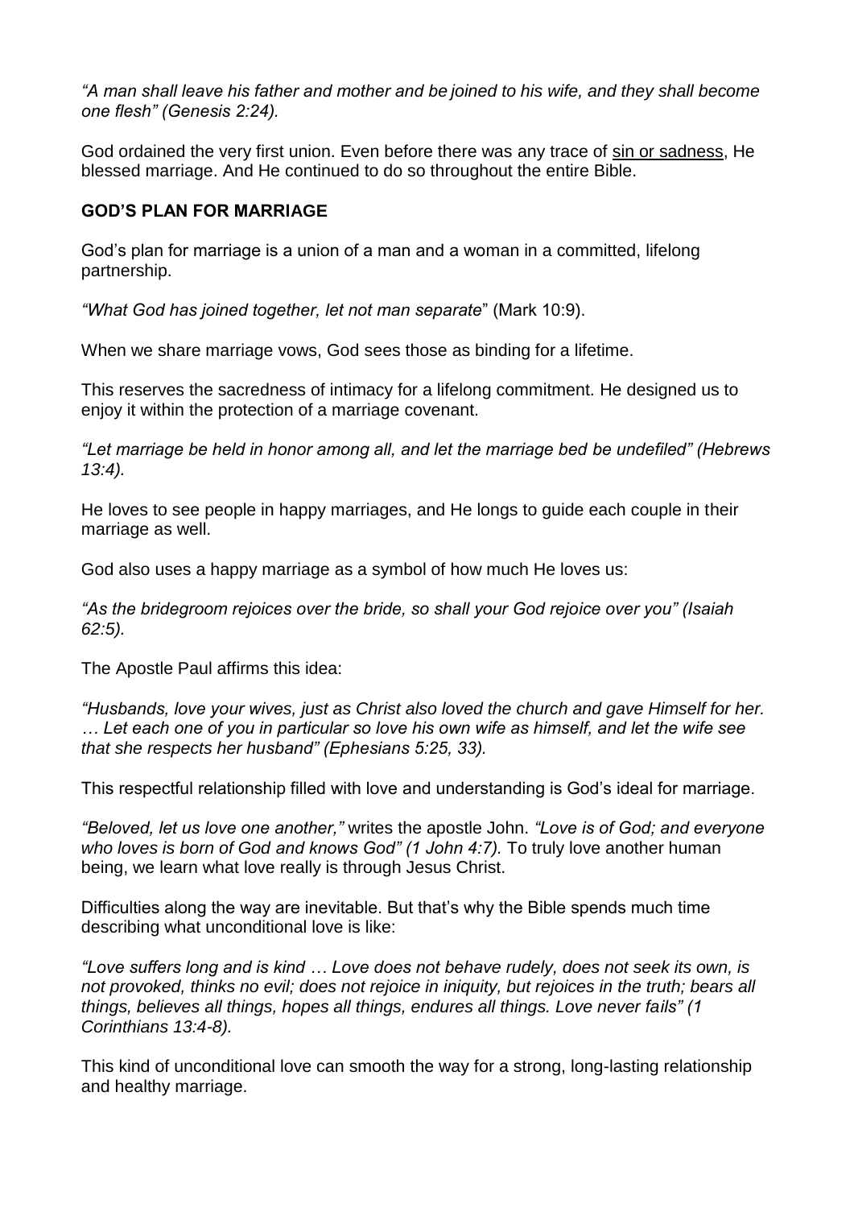*"A man shall leave his father and mother and be joined to his wife, and they shall become one flesh" (Genesis 2:24).*

God ordained the very first union. Even before there was any trace of sin or sadness, He blessed marriage. And He continued to do so throughout the entire Bible.

**GOD'S PLAN FOR MARRIAGE**

God's plan for marriage is a union of a man and a woman in a committed, lifelong partnership.

*"What God has joined together, let not man separate*" (Mark 10:9).

When we share marriage vows, God sees those as binding for a lifetime.

This reserves the sacredness of intimacy for a lifelong commitment. He designed us to enjoy it within the protection of a marriage covenant.

*"Let marriage be held in honor among all, and let the marriage bed be undefiled" (Hebrews 13:4).*

He loves to see people in happy marriages, and He longs to guide each couple in their marriage as well.

God also uses a happy marriage as a symbol of how much He loves us:

*"As the bridegroom rejoices over the bride, so shall your God rejoice over you" (Isaiah 62:5).*

The Apostle Paul affirms this idea:

*"Husbands, love your wives, just as Christ also loved the church and gave Himself for her. … Let each one of you in particular so love his own wife as himself, and let the wife see that she respects her husband" (Ephesians 5:25, 33).*

This respectful relationship filled with love and understanding is God's ideal for marriage.

*"Beloved, let us love one another,"* writes the apostle John. *"Love is of God; and everyone who loves is born of God and knows God" (1 John 4:7).* To truly love another human being, we learn what love really is through Jesus Christ.

Difficulties along the way are inevitable. But that's why the Bible spends much time describing what unconditional love is like:

*"Love suffers long and is kind … Love does not behave rudely, does not seek its own, is not provoked, thinks no evil; does not rejoice in iniquity, but rejoices in the truth; bears all things, believes all things, hopes all things, endures all things. Love never fails" (1 Corinthians 13:4-8).*

This kind of unconditional love can smooth the way for a strong, long-lasting relationship and healthy marriage.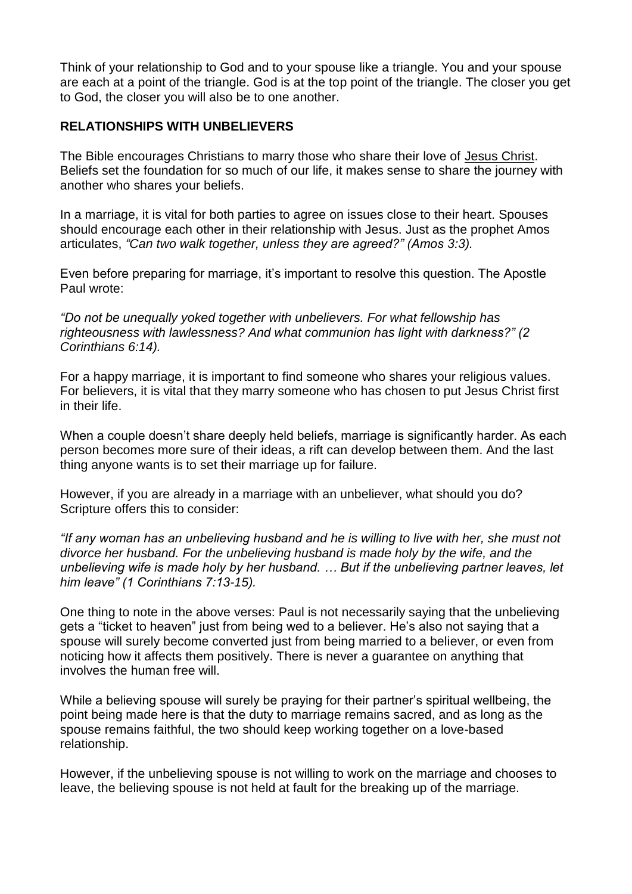Think of your relationship to God and to your spouse like a triangle. You and your spouse are each at a point of the triangle. God is at the top point of the triangle. The closer you get to God, the closer you will also be to one another.

**RELATIONSHIPS WITH UNBELIEVERS**

The Bible encourages Christians to marry those who share their love of Jesus Christ. Beliefs set the foundation for so much of our life, it makes sense to share the journey with another who shares your beliefs.

In a marriage, it is vital for both parties to agree on issues close to their heart. Spouses should encourage each other in their relationship with Jesus. Just as the prophet Amos articulates, *"Can two walk together, unless they are agreed?" (Amos 3:3).*

Even before preparing for marriage, it's important to resolve this question. The Apostle Paul wrote:

*"Do not be unequally yoked together with unbelievers. For what fellowship has righteousness with lawlessness? And what communion has light with darkness?" (2 Corinthians 6:14).*

For a happy marriage, it is important to find someone who shares your religious values. For believers, it is vital that they marry someone who has chosen to put Jesus Christ first in their life.

When a couple doesn't share deeply held beliefs, marriage is significantly harder. As each person becomes more sure of their ideas, a rift can develop between them. And the last thing anyone wants is to set their marriage up for failure.

However, if you are already in a marriage with an unbeliever, what should you do? Scripture offers this to consider:

*"If any woman has an unbelieving husband and he is willing to live with her, she must not divorce her husband. For the unbelieving husband is made holy by the wife, and the unbelieving wife is made holy by her husband. … But if the unbelieving partner leaves, let him leave" (1 Corinthians 7:13-15).*

One thing to note in the above verses: Paul is not necessarily saying that the unbelieving gets a "ticket to heaven" just from being wed to a believer. He's also not saying that a spouse will surely become converted just from being married to a believer, or even from noticing how it affects them positively. There is never a guarantee on anything that involves the human free will.

While a believing spouse will surely be praying for their partner's spiritual wellbeing, the point being made here is that the duty to marriage remains sacred, and as long as the spouse remains faithful, the two should keep working together on a love-based relationship.

However, if the unbelieving spouse is not willing to work on the marriage and chooses to leave, the believing spouse is not held at fault for the breaking up of the marriage.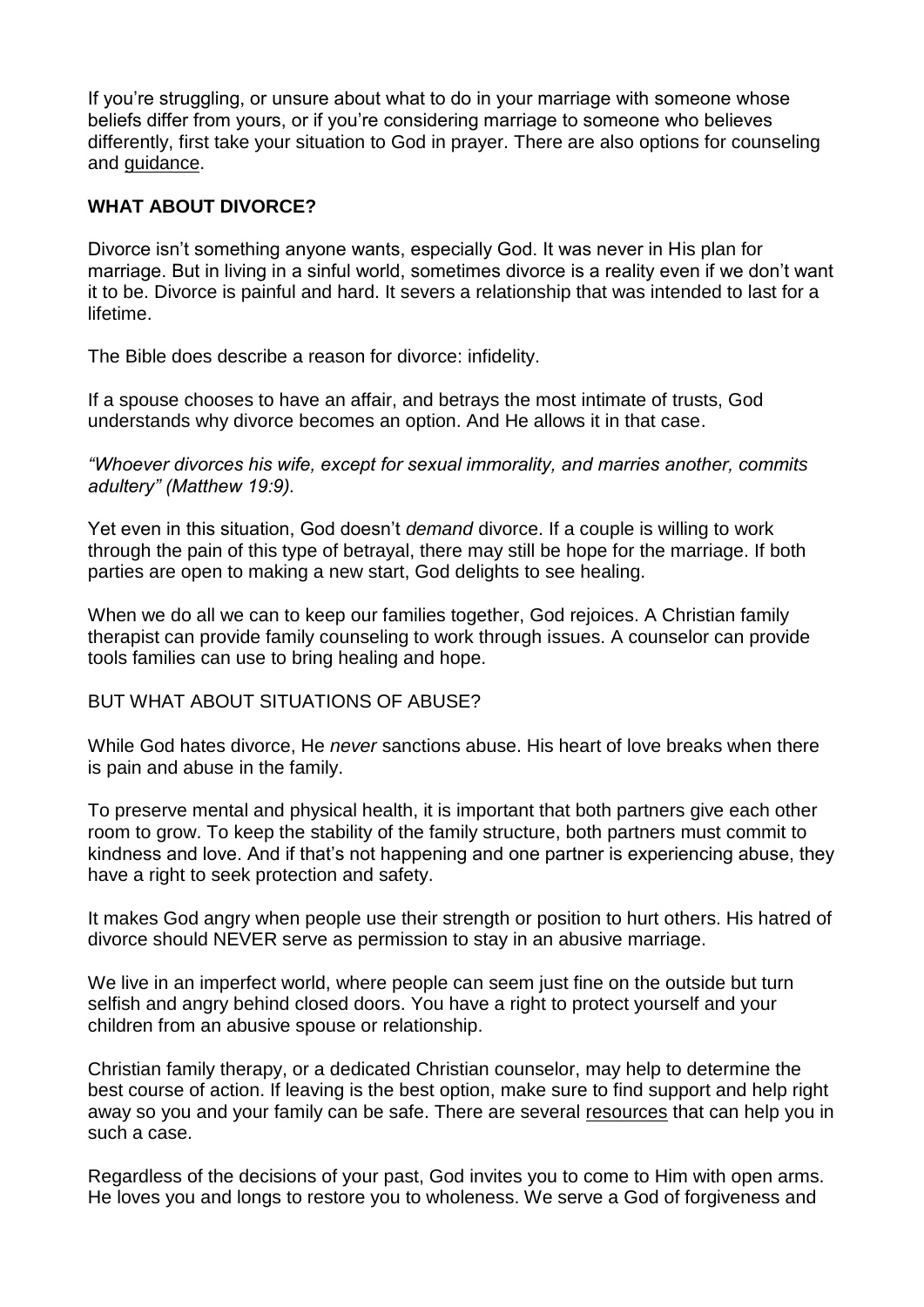If you're struggling, or unsure about what to do in your marriage with someone whose beliefs differ from yours, or if you're considering marriage to someone who believes differently, first take your situation to God in prayer. There are also options for counseling and guidance.

## WHAT ABOUT DIVORCE?

Divorce isn't something anyone wants, especially God. It was never in His plan for marriage. But in living in a sinful world, sometimes divorce is a reality even if we don't want it to be. Divorce is painful and hard. It severs a relationship that was intended to last for a lifetime.

The Bible does describe a reason for divorce: infidelity.

If a spouse chooses to have an affair, and betrays the most intimate of trusts, God understands why divorce becomes an option. And He allows it in that case.

*"Whoever divorces his wife, except for sexual immorality, and marries another, commits adultery" (Matthew 19:9).*

Yet even in this situation, God doesn't *demand* divorce. If a couple is willing to work through the pain of this type of betrayal, there may still be hope for the marriage. If both parties are open to making a new start, God delights to see healing.

When we do all we can to keep our families together, God rejoices. A Christian family therapist can provide family counseling to work through issues. A counselor can provide tools families can use to bring healing and hope.

### BUT WHAT ABOUT SITUATIONS OF ABUSE?

While God hates divorce, He *never* sanctions abuse. His heart of love breaks when there is pain and abuse in the family.

To preserve mental and physical health, it is important that both partners give each other room to grow. To keep the stability of the family structure, both partners must commit to kindness and love. And if that's not happening and one partner is experiencing abuse, they have a right to seek protection and safety.

It makes God angry when people use their strength or position to hurt others. His hatred of divorce should NEVER serve as permission to stay in an abusive marriage.

We live in an imperfect world, where people can seem just fine on the outside but turn selfish and angry behind closed doors. You have a right to protect yourself and your children from an abusive spouse or relationship.

Christian family therapy, or a dedicated Christian counselor, may help to determine the best course of action. If leaving is the best option, make sure to find support and help right away so you and your family can be safe. There are several resources that can help you in such a case.

Regardless of the decisions of your past, God invites you to come to Him with open arms. He loves you and longs to restore you to wholeness. We serve a God of forgiveness and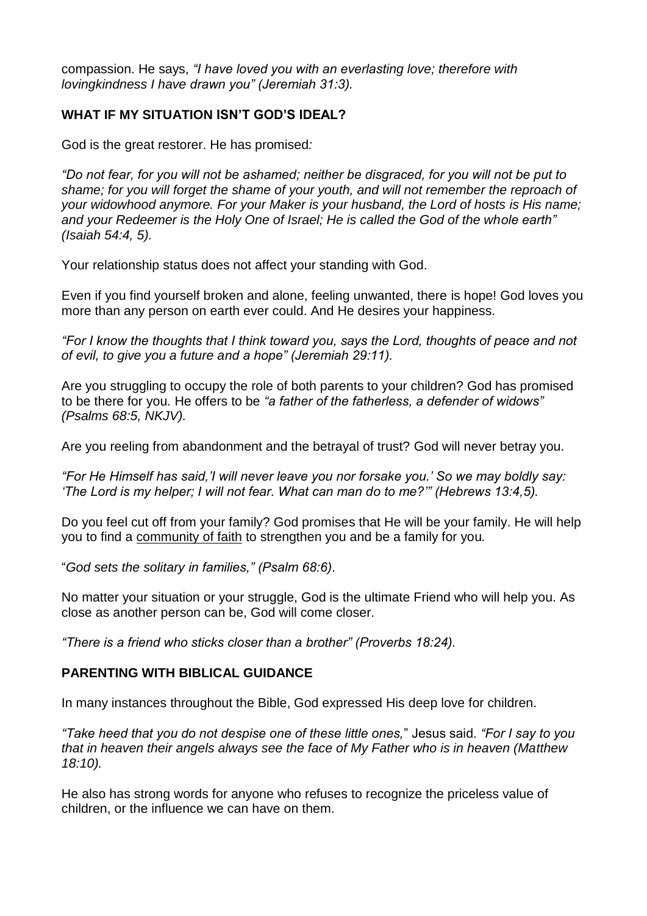compassion. He says, *"I have loved you with an everlasting love; therefore with lovingkindness I have drawn you" (Jeremiah 31:3).*

## WHAT IF MY SITUATION ISN'T GOD'S IDEAL?

God is the great restorer. He has promised*:*

*"Do not fear, for you will not be ashamed; neither be disgraced, for you will not be put to shame; for you will forget the shame of your youth, and will not remember the reproach of your widowhood anymore. For your Maker is your husband, the Lord of hosts is His name; and your Redeemer is the Holy One of Israel; He is called the God of the whole earth" (Isaiah 54:4, 5).*

Your relationship status does not affect your standing with God.

Even if you find yourself broken and alone, feeling unwanted, there is hope! God loves you more than any person on earth ever could. And He desires your happiness.

*"For I know the thoughts that I think toward you, says the Lord, thoughts of peace and not of evil, to give you a future and a hope" (Jeremiah 29:11).*

Are you struggling to occupy the role of both parents to your children? God has promised to be there for you. He offers to be *"a father of the fatherless, a defender of widows" (Psalms 68:5, NKJV).*

Are you reeling from abandonment and the betrayal of trust? God will never betray you.

*"For He Himself has said,'I will never leave you nor forsake you.' So we may boldly say: 'The Lord is my helper; I will not fear. What can man do to me?'" (Hebrews 13:4,5).*

Do you feel cut off from your family? God promises that He will be your family. He will help you to find a community of faith to strengthen you and be a family for you*.*

"*God sets the solitary in families," (Psalm 68:6)*.

No matter your situation or your struggle, God is the ultimate Friend who will help you. As close as another person can be, God will come closer.

*"There is a friend who sticks closer than a brother" (Proverbs 18:24).*

## PARENTING WITH BIBLICAL GUIDANCE

In many instances throughout the Bible, God expressed His deep love for children.

*"Take heed that you do not despise one of these little ones,*" Jesus said*. "For I say to you that in heaven their angels always see the face of My Father who is in heaven (Matthew 18:10).*

He also has strong words for anyone who refuses to recognize the priceless value of children, or the influence we can have on them.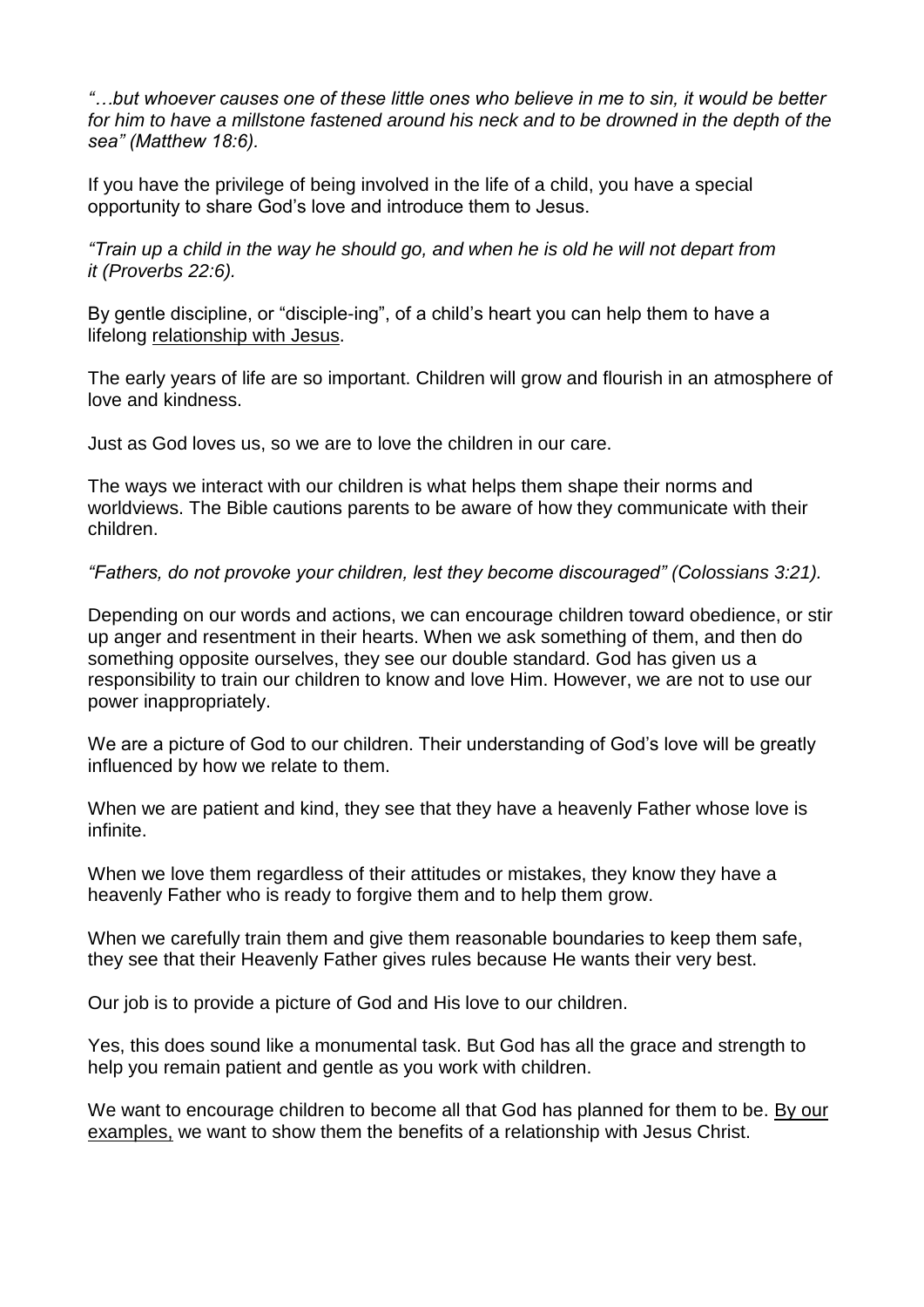*"…but whoever causes one of these little ones who believe in me to sin, it would be better for him to have a millstone fastened around his neck and to be drowned in the depth of the sea" (Matthew 18:6).*

If you have the privilege of being involved in the life of a child, you have a special opportunity to share God's love and introduce them to Jesus.

*"Train up a child in the way he should go, and when he is old he will not depart from it (Proverbs 22:6).*

By gentle discipline, or "disciple-ing", of a child's heart you can help them to have a lifelong relationship with Jesus.

The early years of life are so important. Children will grow and flourish in an atmosphere of love and kindness.

Just as God loves us, so we are to love the children in our care.

The ways we interact with our children is what helps them shape their norms and worldviews. The Bible cautions parents to be aware of how they communicate with their children.

*"Fathers, do not provoke your children, lest they become discouraged" (Colossians 3:21).*

Depending on our words and actions, we can encourage children toward obedience, or stir up anger and resentment in their hearts. When we ask something of them, and then do something opposite ourselves, they see our double standard. God has given us a responsibility to train our children to know and love Him. However, we are not to use our power inappropriately.

We are a picture of God to our children. Their understanding of God's love will be greatly influenced by how we relate to them.

When we are patient and kind, they see that they have a heavenly Father whose love is infinite.

When we love them regardless of their attitudes or mistakes, they know they have a heavenly Father who is ready to forgive them and to help them grow.

When we carefully train them and give them reasonable boundaries to keep them safe, they see that their Heavenly Father gives rules because He wants their very best.

Our job is to provide a picture of God and His love to our children.

Yes, this does sound like a monumental task. But God has all the grace and strength to help you remain patient and gentle as you work with children.

We want to encourage children to become all that God has planned for them to be. By our examples, we want to show them the benefits of a relationship with Jesus Christ.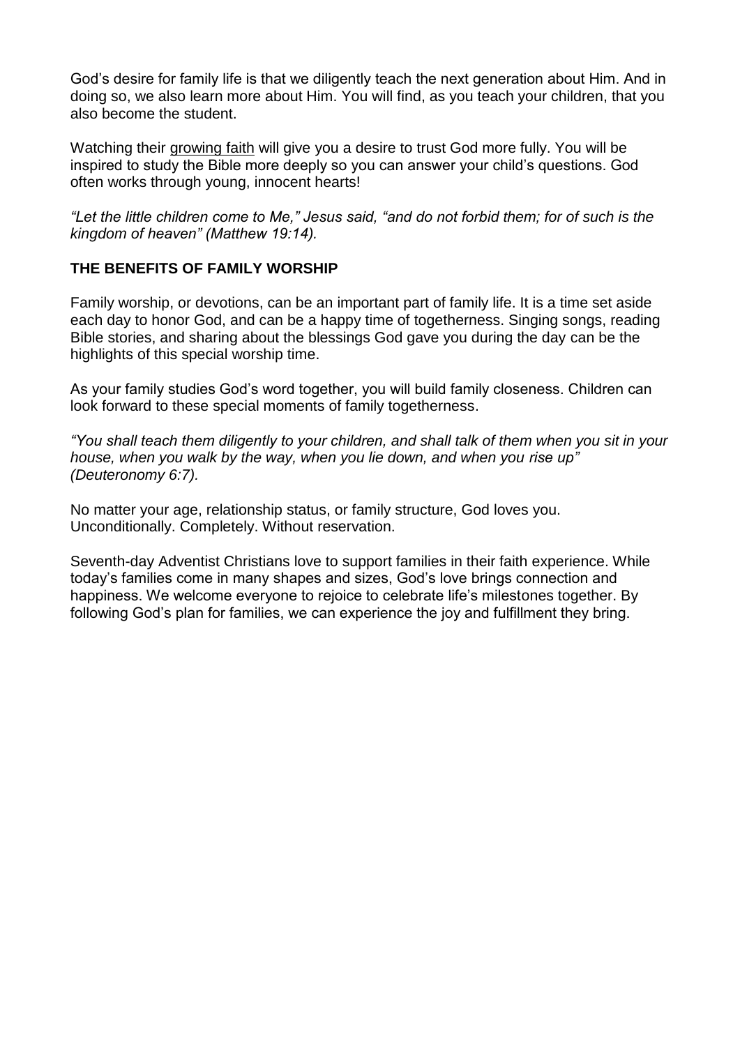God's desire for family life is that we diligently teach the next generation about Him. And in doing so, we also learn more about Him. You will find, as you teach your children, that you also become the student.

Watching their growing faith will give you a desire to trust God more fully. You will be inspired to study the Bible more deeply so you can answer your child's questions. God often works through young, innocent hearts!

*"Let the little children come to Me," Jesus said, "and do not forbid them; for of such is the kingdom of heaven" (Matthew 19:14).*

**THE BENEFITS OF FAMILY WORSHIP**

Family worship, or devotions, can be an important part of family life. It is a time set aside each day to honor God, and can be a happy time of togetherness. Singing songs, reading Bible stories, and sharing about the blessings God gave you during the day can be the highlights of this special worship time.

As your family studies God's word together, you will build family closeness. Children can look forward to these special moments of family togetherness.

*"You shall teach them diligently to your children, and shall talk of them when you sit in your house, when you walk by the way, when you lie down, and when you rise up" (Deuteronomy 6:7).*

No matter your age, relationship status, or family structure, God loves you. Unconditionally. Completely. Without reservation.

Seventh-day Adventist Christians love to support families in their faith experience. While today's families come in many shapes and sizes, God's love brings connection and happiness. We welcome everyone to rejoice to celebrate life's milestones together. By following God's plan for families, we can experience the joy and fulfillment they bring.